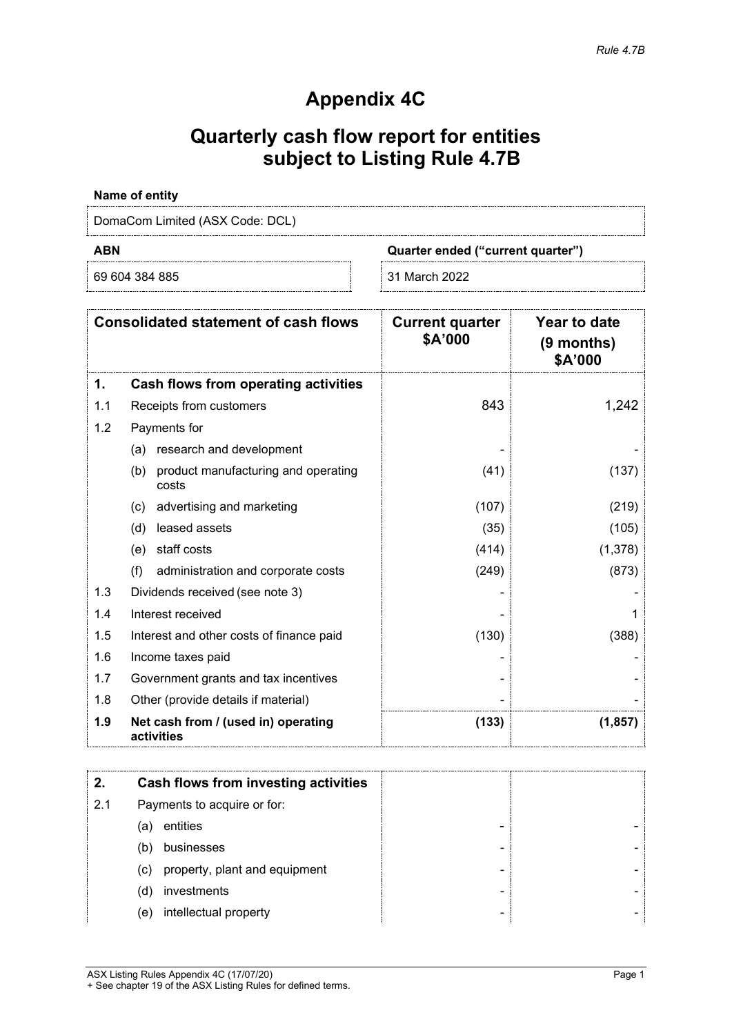*Rule 4.7B*

# Appendix 4C

# Quarterly cash flow report for entities subject to Listing Rule 4.7B

**Name of entity**

DomaCom Limited (ASX Code: DCL)

| **ABN** | **Quarter ended ("current quarter")** |
|---|---|
| 69 604 384 885 | 31 March 2022 |

| | **Consolidated statement of cash flows** | **Current quarter \$A'000** | **Year to date (9 months) \$A'000** |
|---|---|---|---|
| **1.** | **Cash flows from operating activities** | | |
| 1.1 | Receipts from customers | 843 | 1,242 |
| 1.2 | Payments for | | |
| | (a) research and development | - | - |
| | (b) product manufacturing and operating costs | (41) | (137) |
| | (c) advertising and marketing | (107) | (219) |
| | (d) leased assets | (35) | (105) |
| | (e) staff costs | (414) | (1,378) |
| | (f) administration and corporate costs | (249) | (873) |
| 1.3 | Dividends received (see note 3) | - | - |
| 1.4 | Interest received | - | 1 |
| 1.5 | Interest and other costs of finance paid | (130) | (388) |
| 1.6 | Income taxes paid | - | - |
| 1.7 | Government grants and tax incentives | - | - |
| 1.8 | Other (provide details if material) | - | - |
| **1.9** | **Net cash from / (used in) operating activities** | **(133)** | **(1,857)** |

| | | | |
|---|---|---|---|
| **2.** | **Cash flows from investing activities** | | |
| 2.1 | Payments to acquire or for: | | |
| | (a) entities | - | - |
| | (b) businesses | - | - |
| | (c) property, plant and equipment | - | - |
| | (d) investments | - | - |
| | (e) intellectual property | - | - |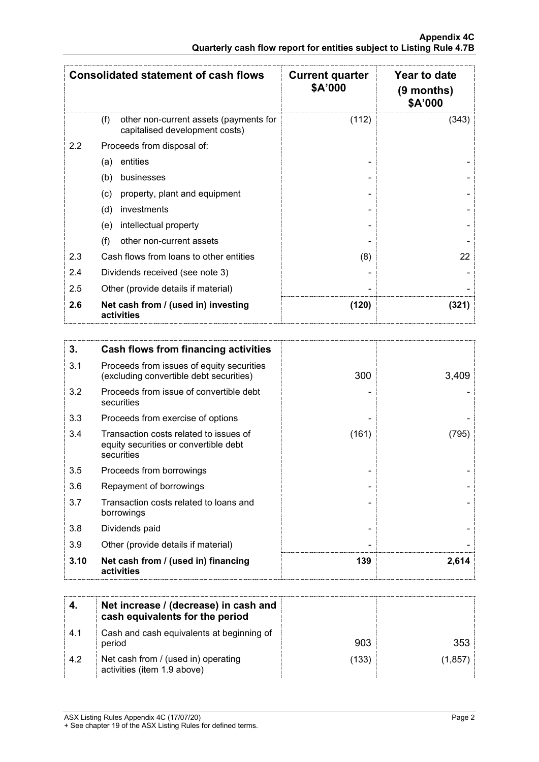| Consolidated statement of cash flows | | Current quarter $A'000 | Year to date (9 months) $A'000 |
|---|---|---|---|
| | (f) other non-current assets (payments for capitalised development costs) | (112) | (343) |
| 2.2 | Proceeds from disposal of: | | |
| | (a) entities | - | - |
| | (b) businesses | - | - |
| | (c) property, plant and equipment | - | - |
| | (d) investments | - | - |
| | (e) intellectual property | - | - |
| | (f) other non-current assets | - | - |
| 2.3 | Cash flows from loans to other entities | (8) | 22 |
| 2.4 | Dividends received (see note 3) | - | - |
| 2.5 | Other (provide details if material) | - | - |
| **2.6** | **Net cash from / (used in) investing activities** | **(120)** | **(321)** |

| | | | |
|---|---|---|---|
| **3.** | **Cash flows from financing activities** | | |
| 3.1 | Proceeds from issues of equity securities (excluding convertible debt securities) | 300 | 3,409 |
| 3.2 | Proceeds from issue of convertible debt securities | - | - |
| 3.3 | Proceeds from exercise of options | - | - |
| 3.4 | Transaction costs related to issues of equity securities or convertible debt securities | (161) | (795) |
| 3.5 | Proceeds from borrowings | - | - |
| 3.6 | Repayment of borrowings | - | - |
| 3.7 | Transaction costs related to loans and borrowings | - | - |
| 3.8 | Dividends paid | - | - |
| 3.9 | Other (provide details if material) | - | - |
| **3.10** | **Net cash from / (used in) financing activities** | **139** | **2,614** |

| | | | |
|---|---|---|---|
| **4.** | **Net increase / (decrease) in cash and cash equivalents for the period** | | |
| 4.1 | Cash and cash equivalents at beginning of period | 903 | 353 |
| 4.2 | Net cash from / (used in) operating activities (item 1.9 above) | (133) | (1,857) |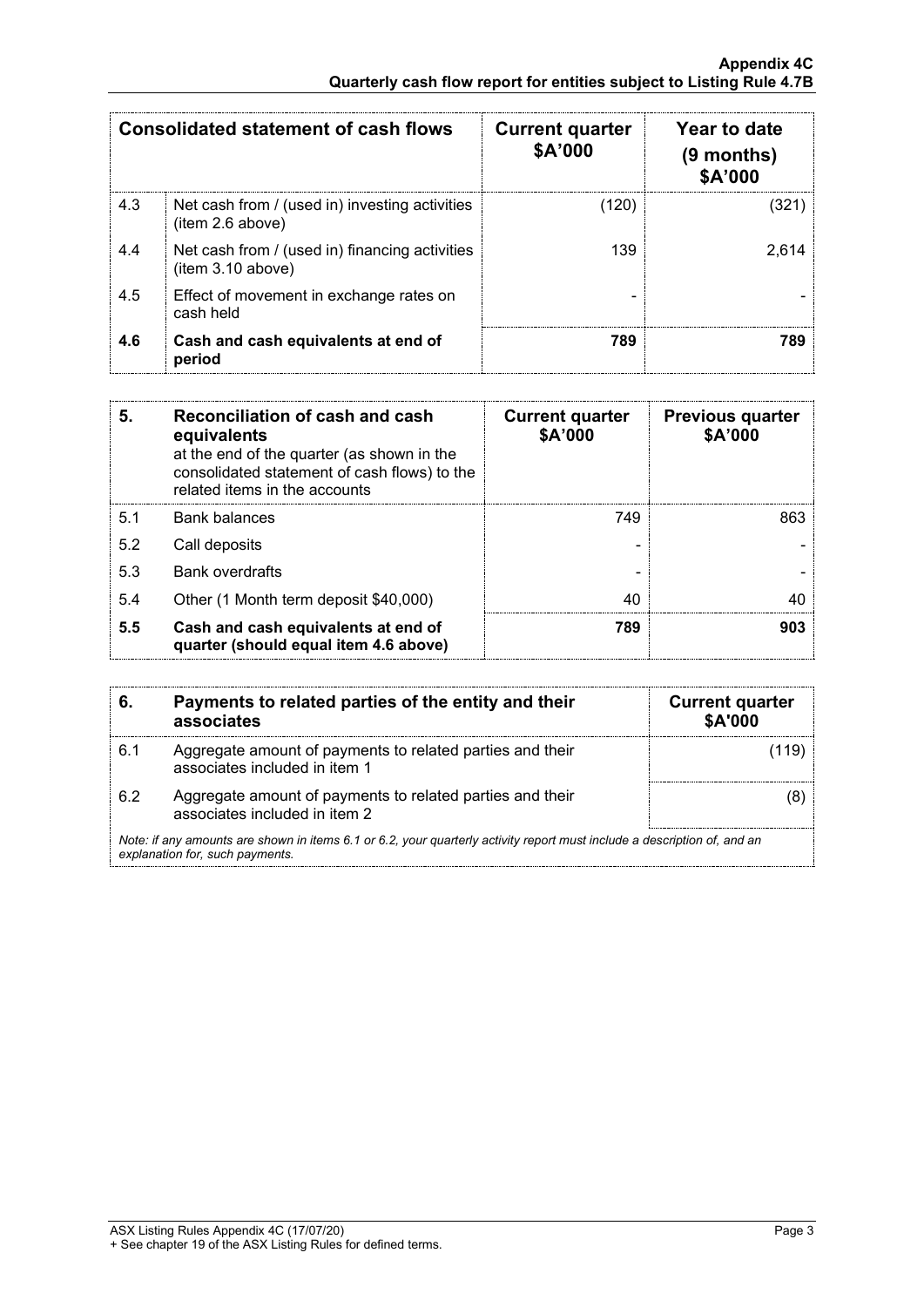| Consolidated statement of cash flows | | Current quarter $A'000 | Year to date (9 months) $A'000 |
|---|---|---|---|
| 4.3 | Net cash from / (used in) investing activities (item 2.6 above) | (120) | (321) |
| 4.4 | Net cash from / (used in) financing activities (item 3.10 above) | 139 | 2,614 |
| 4.5 | Effect of movement in exchange rates on cash held | - | - |
| **4.6** | **Cash and cash equivalents at end of period** | **789** | **789** |

| **5.** | **Reconciliation of cash and cash equivalents** at the end of the quarter (as shown in the consolidated statement of cash flows) to the related items in the accounts | **Current quarter $A'000** | **Previous quarter $A'000** |
|---|---|---|---|
| 5.1 | Bank balances | 749 | 863 |
| 5.2 | Call deposits | - | - |
| 5.3 | Bank overdrafts | - | - |
| 5.4 | Other (1 Month term deposit $40,000) | 40 | 40 |
| **5.5** | **Cash and cash equivalents at end of quarter (should equal item 4.6 above)** | **789** | **903** |

| **6.** | **Payments to related parties of the entity and their associates** | **Current quarter $A'000** |
|---|---|---|
| 6.1 | Aggregate amount of payments to related parties and their associates included in item 1 | (119) |
| 6.2 | Aggregate amount of payments to related parties and their associates included in item 2 | (8) |

*Note: if any amounts are shown in items 6.1 or 6.2, your quarterly activity report must include a description of, and an explanation for, such payments.*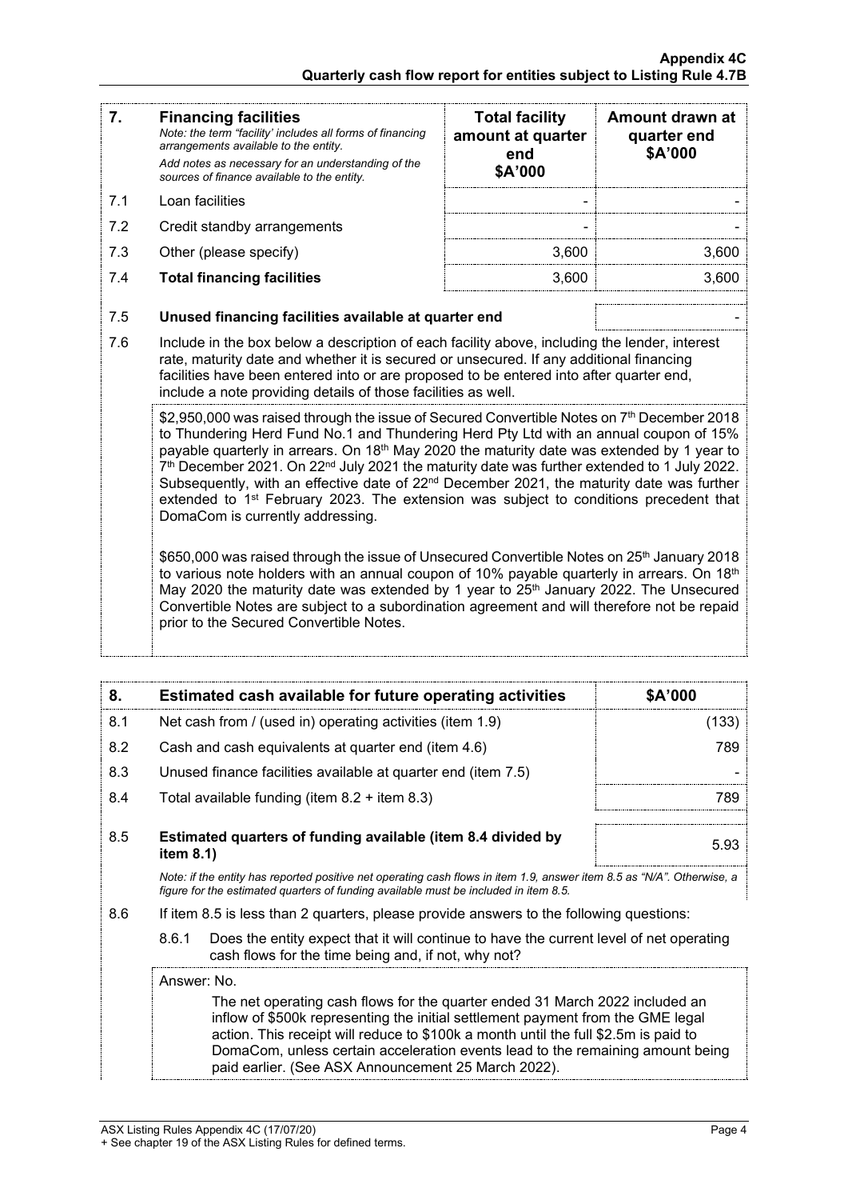| 7. | **Financing facilities** *Note: the term "facility' includes all forms of financing arrangements available to the entity.* *Add notes as necessary for an understanding of the sources of finance available to the entity.* | **Total facility amount at quarter end \$A'000** | **Amount drawn at quarter end \$A'000** |
|---|---|---|---|
| 7.1 | Loan facilities | - | - |
| 7.2 | Credit standby arrangements | - | - |
| 7.3 | Other (please specify) | 3,600 | 3,600 |
| 7.4 | **Total financing facilities** | 3,600 | 3,600 |

| | | |
|---|---|---|
| 7.5 | **Unused financing facilities available at quarter end** | - |

7.6 Include in the box below a description of each facility above, including the lender, interest rate, maturity date and whether it is secured or unsecured. If any additional financing facilities have been entered into or are proposed to be entered into after quarter end, include a note providing details of those facilities as well.

\$2,950,000 was raised through the issue of Secured Convertible Notes on 7th December 2018 to Thundering Herd Fund No.1 and Thundering Herd Pty Ltd with an annual coupon of 15% payable quarterly in arrears. On 18th May 2020 the maturity date was extended by 1 year to 7th December 2021. On 22nd July 2021 the maturity date was further extended to 1 July 2022. Subsequently, with an effective date of 22nd December 2021, the maturity date was further extended to 1st February 2023. The extension was subject to conditions precedent that DomaCom is currently addressing.

\$650,000 was raised through the issue of Unsecured Convertible Notes on 25th January 2018 to various note holders with an annual coupon of 10% payable quarterly in arrears. On 18th May 2020 the maturity date was extended by 1 year to 25th January 2022. The Unsecured Convertible Notes are subject to a subordination agreement and will therefore not be repaid prior to the Secured Convertible Notes.

| 8. | **Estimated cash available for future operating activities** | **\$A'000** |
|---|---|---|
| 8.1 | Net cash from / (used in) operating activities (item 1.9) | (133) |
| 8.2 | Cash and cash equivalents at quarter end (item 4.6) | 789 |
| 8.3 | Unused finance facilities available at quarter end (item 7.5) | - |
| 8.4 | Total available funding (item 8.2 + item 8.3) | 789 |
| 8.5 | **Estimated quarters of funding available (item 8.4 divided by item 8.1)** | 5.93 |

*Note: if the entity has reported positive net operating cash flows in item 1.9, answer item 8.5 as "N/A". Otherwise, a figure for the estimated quarters of funding available must be included in item 8.5.*

8.6 If item 8.5 is less than 2 quarters, please provide answers to the following questions:

8.6.1 Does the entity expect that it will continue to have the current level of net operating cash flows for the time being and, if not, why not?

Answer: No.

The net operating cash flows for the quarter ended 31 March 2022 included an inflow of \$500k representing the initial settlement payment from the GME legal action. This receipt will reduce to \$100k a month until the full \$2.5m is paid to DomaCom, unless certain acceleration events lead to the remaining amount being paid earlier. (See ASX Announcement 25 March 2022).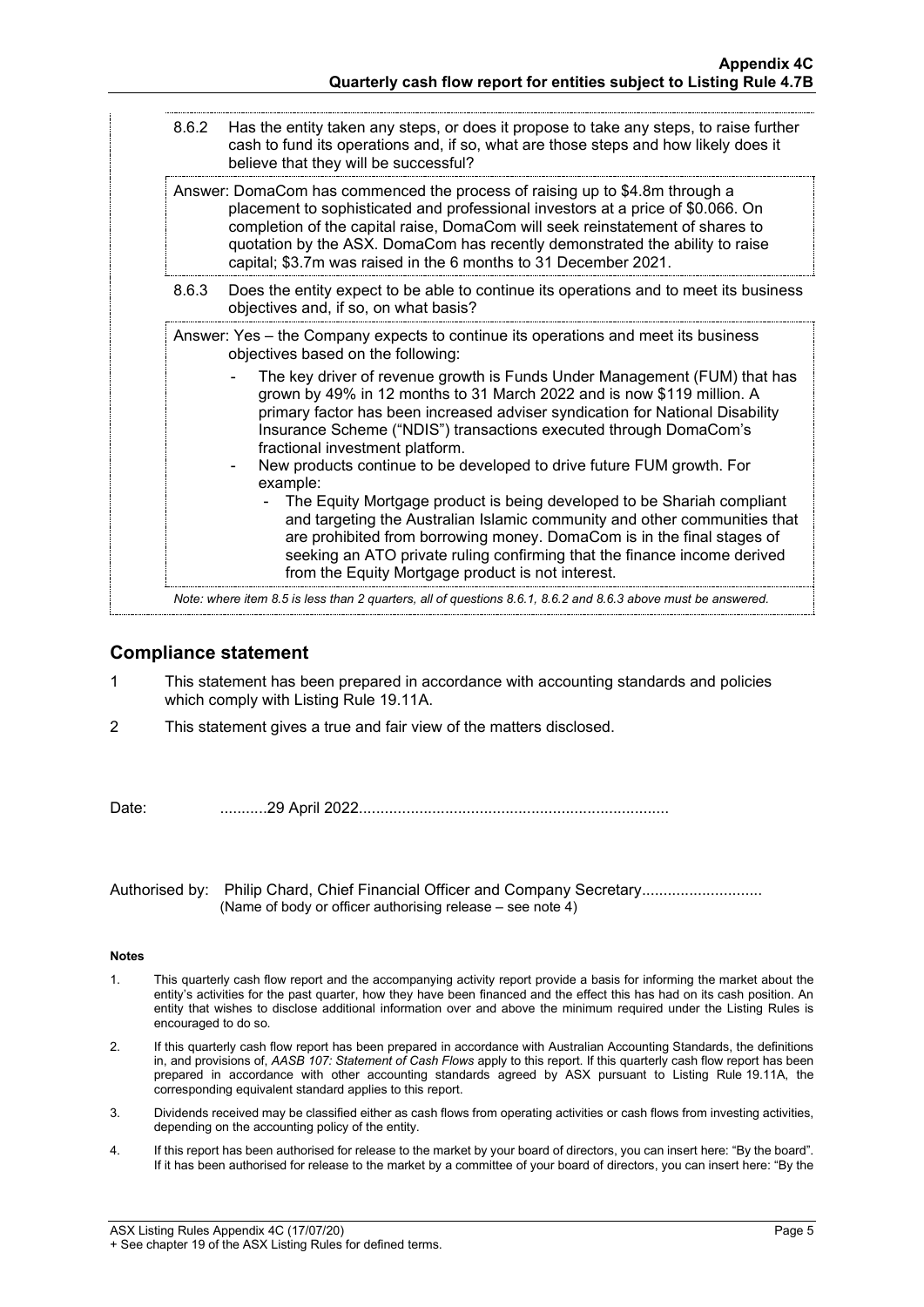8.6.2 Has the entity taken any steps, or does it propose to take any steps, to raise further cash to fund its operations and, if so, what are those steps and how likely does it believe that they will be successful?

Answer: DomaCom has commenced the process of raising up to $4.8m through a placement to sophisticated and professional investors at a price of $0.066. On completion of the capital raise, DomaCom will seek reinstatement of shares to quotation by the ASX. DomaCom has recently demonstrated the ability to raise capital; $3.7m was raised in the 6 months to 31 December 2021.

8.6.3 Does the entity expect to be able to continue its operations and to meet its business objectives and, if so, on what basis?

Answer: Yes – the Company expects to continue its operations and meet its business objectives based on the following:

- The key driver of revenue growth is Funds Under Management (FUM) that has grown by 49% in 12 months to 31 March 2022 and is now $119 million. A primary factor has been increased adviser syndication for National Disability Insurance Scheme ("NDIS") transactions executed through DomaCom's fractional investment platform.
- New products continue to be developed to drive future FUM growth. For example:
  - The Equity Mortgage product is being developed to be Shariah compliant and targeting the Australian Islamic community and other communities that are prohibited from borrowing money. DomaCom is in the final stages of seeking an ATO private ruling confirming that the finance income derived from the Equity Mortgage product is not interest.

*Note: where item 8.5 is less than 2 quarters, all of questions 8.6.1, 8.6.2 and 8.6.3 above must be answered.*

## Compliance statement

1. This statement has been prepared in accordance with accounting standards and policies which comply with Listing Rule 19.11A.
2. This statement gives a true and fair view of the matters disclosed.

Date: ...........29 April 2022.......................................................................

Authorised by: Philip Chard, Chief Financial Officer and Company Secretary...........................
(Name of body or officer authorising release – see note 4)

#### Notes

1. This quarterly cash flow report and the accompanying activity report provide a basis for informing the market about the entity's activities for the past quarter, how they have been financed and the effect this has had on its cash position. An entity that wishes to disclose additional information over and above the minimum required under the Listing Rules is encouraged to do so.
2. If this quarterly cash flow report has been prepared in accordance with Australian Accounting Standards, the definitions in, and provisions of, *AASB 107: Statement of Cash Flows* apply to this report. If this quarterly cash flow report has been prepared in accordance with other accounting standards agreed by ASX pursuant to Listing Rule 19.11A, the corresponding equivalent standard applies to this report.
3. Dividends received may be classified either as cash flows from operating activities or cash flows from investing activities, depending on the accounting policy of the entity.
4. If this report has been authorised for release to the market by your board of directors, you can insert here: "By the board". If it has been authorised for release to the market by a committee of your board of directors, you can insert here: "By the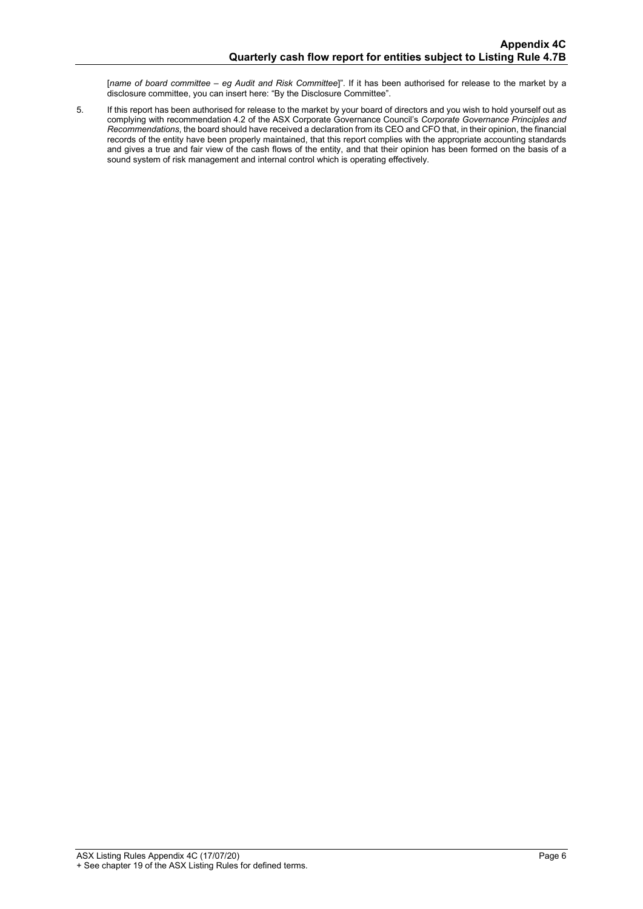[*name of board committee – eg Audit and Risk Committee*]". If it has been authorised for release to the market by a disclosure committee, you can insert here: "By the Disclosure Committee".

5. If this report has been authorised for release to the market by your board of directors and you wish to hold yourself out as complying with recommendation 4.2 of the ASX Corporate Governance Council's *Corporate Governance Principles and Recommendations*, the board should have received a declaration from its CEO and CFO that, in their opinion, the financial records of the entity have been properly maintained, that this report complies with the appropriate accounting standards and gives a true and fair view of the cash flows of the entity, and that their opinion has been formed on the basis of a sound system of risk management and internal control which is operating effectively.